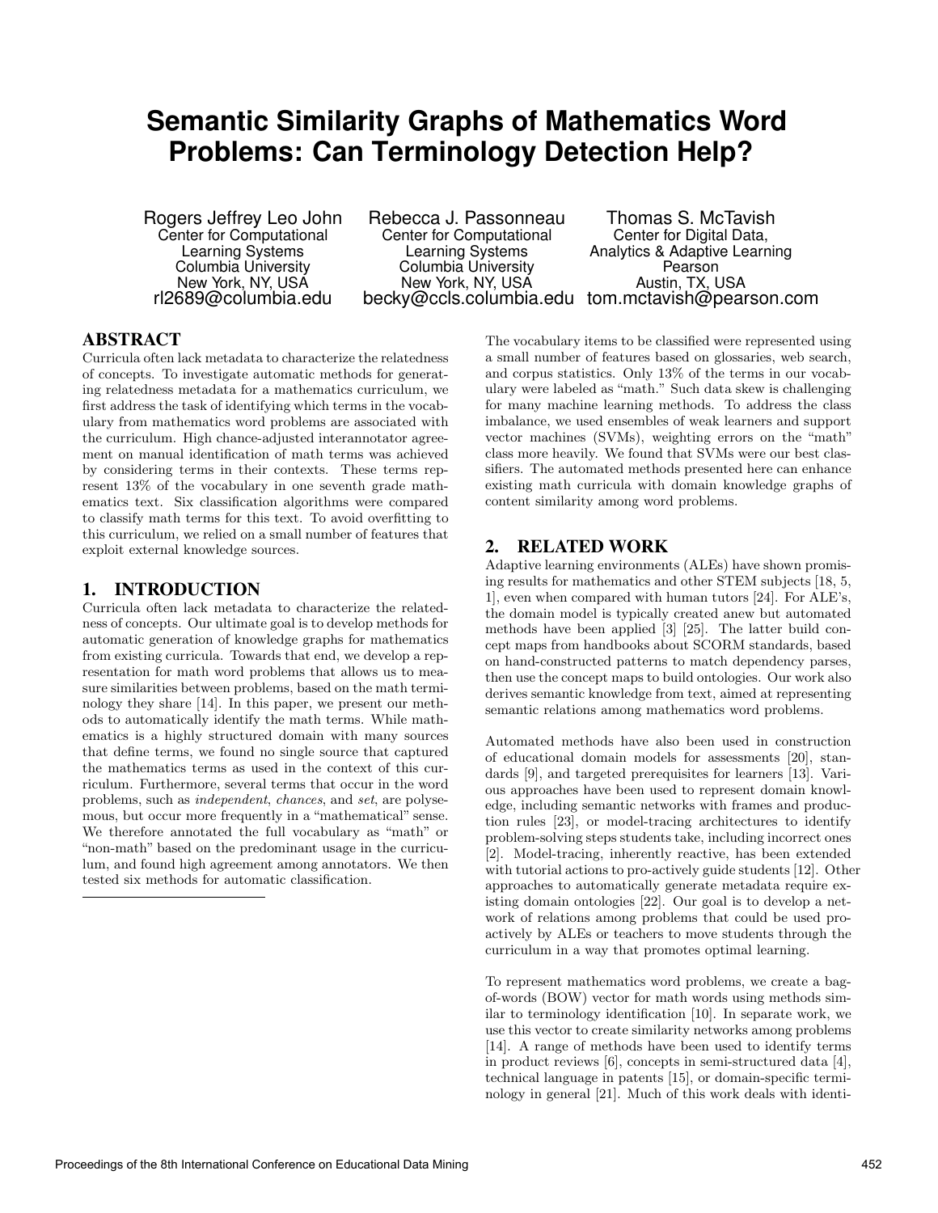# Semantic Similarity Graphs of Mathematics Word Problems: Can Terminology Detection Help?

Rogers Jeffrey Leo John
Center for Computational Learning Systems
Columbia University
New York, NY, USA
rl2689@columbia.edu

Rebecca J. Passonneau
Center for Computational Learning Systems
Columbia University
New York, NY, USA
becky@ccls.columbia.edu

Thomas S. McTavish
Center for Digital Data, Analytics & Adaptive Learning
Pearson
Austin, TX, USA
tom.mctavish@pearson.com

## ABSTRACT

Curricula often lack metadata to characterize the relatedness of concepts. To investigate automatic methods for generating relatedness metadata for a mathematics curriculum, we first address the task of identifying which terms in the vocabulary from mathematics word problems are associated with the curriculum. High chance-adjusted interannotator agreement on manual identification of math terms was achieved by considering terms in their contexts. These terms represent 13% of the vocabulary in one seventh grade mathematics text. Six classification algorithms were compared to classify math terms for this text. To avoid overfitting to this curriculum, we relied on a small number of features that exploit external knowledge sources.

## 1. INTRODUCTION

Curricula often lack metadata to characterize the relatedness of concepts. Our ultimate goal is to develop methods for automatic generation of knowledge graphs for mathematics from existing curricula. Towards that end, we develop a representation for math word problems that allows us to measure similarities between problems, based on the math terminology they share [14]. In this paper, we present our methods to automatically identify the math terms. While mathematics is a highly structured domain with many sources that define terms, we found no single source that captured the mathematics terms as used in the context of this curriculum. Furthermore, several terms that occur in the word problems, such as *independent*, *chances*, and *set*, are polysemous, but occur more frequently in a "mathematical" sense. We therefore annotated the full vocabulary as "math" or "non-math" based on the predominant usage in the curriculum, and found high agreement among annotators. We then tested six methods for automatic classification.

The vocabulary items to be classified were represented using a small number of features based on glossaries, web search, and corpus statistics. Only 13% of the terms in our vocabulary were labeled as "math." Such data skew is challenging for many machine learning methods. To address the class imbalance, we used ensembles of weak learners and support vector machines (SVMs), weighting errors on the "math" class more heavily. We found that SVMs were our best classifiers. The automated methods presented here can enhance existing math curricula with domain knowledge graphs of content similarity among word problems.

## 2. RELATED WORK

Adaptive learning environments (ALEs) have shown promising results for mathematics and other STEM subjects [18, 5, 1], even when compared with human tutors [24]. For ALE's, the domain model is typically created anew but automated methods have been applied [3] [25]. The latter build concept maps from handbooks about SCORM standards, based on hand-constructed patterns to match dependency parses, then use the concept maps to build ontologies. Our work also derives semantic knowledge from text, aimed at representing semantic relations among mathematics word problems.

Automated methods have also been used in construction of educational domain models for assessments [20], standards [9], and targeted prerequisites for learners [13]. Various approaches have been used to represent domain knowledge, including semantic networks with frames and production rules [23], or model-tracing architectures to identify problem-solving steps students take, including incorrect ones [2]. Model-tracing, inherently reactive, has been extended with tutorial actions to pro-actively guide students [12]. Other approaches to automatically generate metadata require existing domain ontologies [22]. Our goal is to develop a network of relations among problems that could be used proactively by ALEs or teachers to move students through the curriculum in a way that promotes optimal learning.

To represent mathematics word problems, we create a bag-of-words (BOW) vector for math words using methods similar to terminology identification [10]. In separate work, we use this vector to create similarity networks among problems [14]. A range of methods have been used to identify terms in product reviews [6], concepts in semi-structured data [4], technical language in patents [15], or domain-specific terminology in general [21]. Much of this work deals with identi-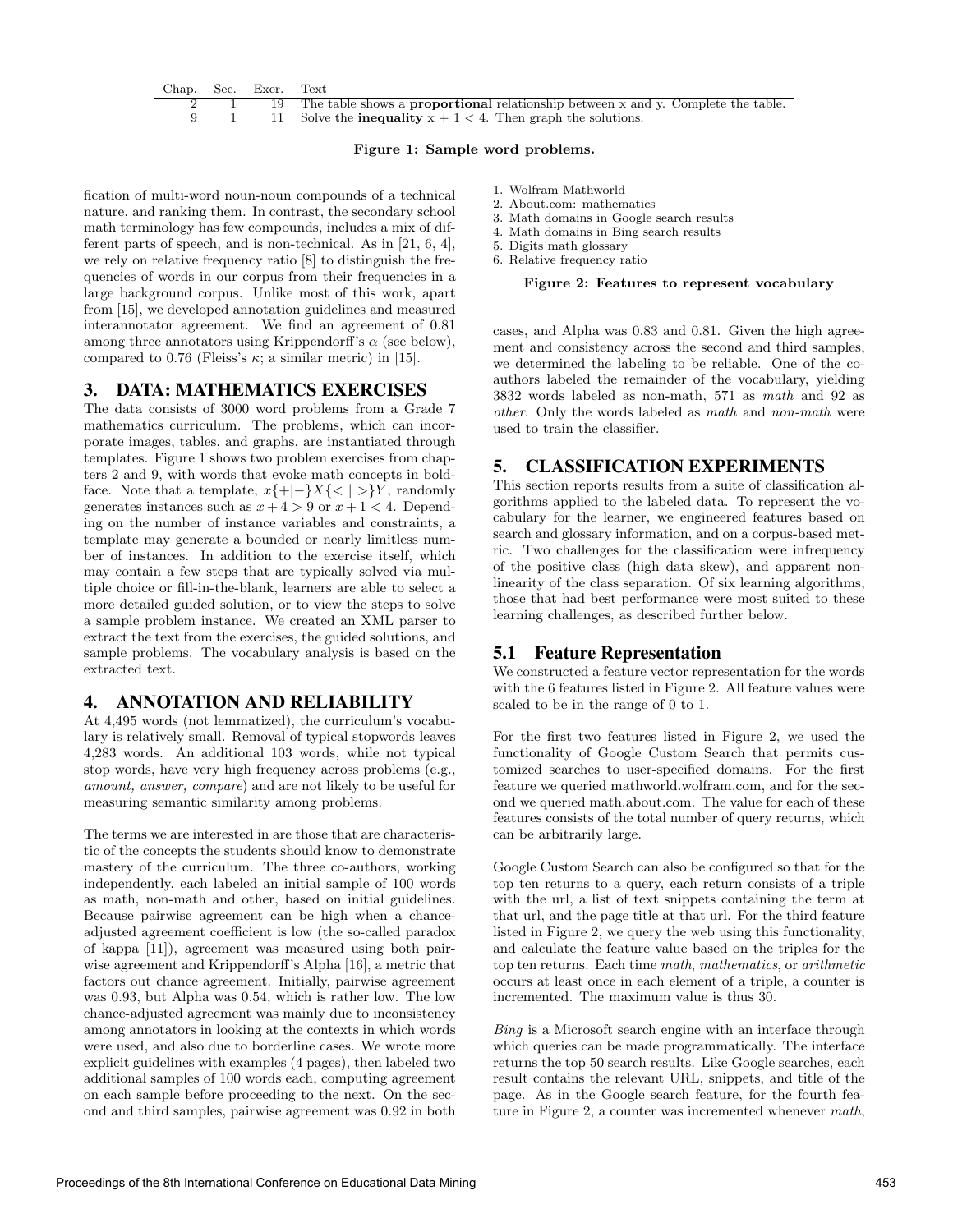| Chap. | Sec. | Exer. | Text |
|---|---|---|---|
| 2 | 1 | 19 | The table shows a **proportional** relationship between x and y. Complete the table. |
| 9 | 1 | 11 | Solve the **inequality** $x + 1 < 4$. Then graph the solutions. |

**Figure 1: Sample word problems.**

fication of multi-word noun-noun compounds of a technical nature, and ranking them. In contrast, the secondary school math terminology has few compounds, includes a mix of different parts of speech, and is non-technical. As in [21, 6, 4], we rely on relative frequency ratio [8] to distinguish the frequencies of words in our corpus from their frequencies in a large background corpus. Unlike most of this work, apart from [15], we developed annotation guidelines and measured interannotator agreement. We find an agreement of 0.81 among three annotators using Krippendorff's $\alpha$ (see below), compared to 0.76 (Fleiss's $\kappa$; a similar metric) in [15].

## 3. DATA: MATHEMATICS EXERCISES

The data consists of 3000 word problems from a Grade 7 mathematics curriculum. The problems, which can incorporate images, tables, and graphs, are instantiated through templates. Figure 1 shows two problem exercises from chapters 2 and 9, with words that evoke math concepts in boldface. Note that a template, $x\{+|-\}X\{<|>\}Y$, randomly generates instances such as $x + 4 > 9$ or $x + 1 < 4$. Depending on the number of instance variables and constraints, a template may generate a bounded or nearly limitless number of instances. In addition to the exercise itself, which may contain a few steps that are typically solved via multiple choice or fill-in-the-blank, learners are able to select a more detailed guided solution, or to view the steps to solve a sample problem instance. We created an XML parser to extract the text from the exercises, the guided solutions, and sample problems. The vocabulary analysis is based on the extracted text.

## 4. ANNOTATION AND RELIABILITY

At 4,495 words (not lemmatized), the curriculum's vocabulary is relatively small. Removal of typical stopwords leaves 4,283 words. An additional 103 words, while not typical stop words, have very high frequency across problems (e.g., *amount, answer, compare*) and are not likely to be useful for measuring semantic similarity among problems.

The terms we are interested in are those that are characteristic of the concepts the students should know to demonstrate mastery of the curriculum. The three co-authors, working independently, each labeled an initial sample of 100 words as math, non-math and other, based on initial guidelines. Because pairwise agreement can be high when a chance-adjusted agreement coefficient is low (the so-called paradox of kappa [11]), agreement was measured using both pairwise agreement and Krippendorff's Alpha [16], a metric that factors out chance agreement. Initially, pairwise agreement was 0.93, but Alpha was 0.54, which is rather low. The low chance-adjusted agreement was mainly due to inconsistency among annotators in looking at the contexts in which words were used, and also due to borderline cases. We wrote more explicit guidelines with examples (4 pages), then labeled two additional samples of 100 words each, computing agreement on each sample before proceeding to the next. On the second and third samples, pairwise agreement was 0.92 in both cases, and Alpha was 0.83 and 0.81. Given the high agreement and consistency across the second and third samples, we determined the labeling to be reliable. One of the co-authors labeled the remainder of the vocabulary, yielding 3832 words labeled as non-math, 571 as *math* and 92 as *other*. Only the words labeled as *math* and *non-math* were used to train the classifier.

1. Wolfram Mathworld
2. About.com: mathematics
3. Math domains in Google search results
4. Math domains in Bing search results
5. Digits math glossary
6. Relative frequency ratio

**Figure 2: Features to represent vocabulary**

## 5. CLASSIFICATION EXPERIMENTS

This section reports results from a suite of classification algorithms applied to the labeled data. To represent the vocabulary for the learner, we engineered features based on search and glossary information, and on a corpus-based metric. Two challenges for the classification were infrequency of the positive class (high data skew), and apparent non-linearity of the class separation. Of six learning algorithms, those that had best performance were most suited to these learning challenges, as described further below.

### 5.1 Feature Representation

We constructed a feature vector representation for the words with the 6 features listed in Figure 2. All feature values were scaled to be in the range of 0 to 1.

For the first two features listed in Figure 2, we used the functionality of Google Custom Search that permits customized searches to user-specified domains. For the first feature we queried mathworld.wolfram.com, and for the second we queried math.about.com. The value for each of these features consists of the total number of query returns, which can be arbitrarily large.

Google Custom Search can also be configured so that for the top ten returns to a query, each return consists of a triple with the url, a list of text snippets containing the term at that url, and the page title at that url. For the third feature listed in Figure 2, we query the web using this functionality, and calculate the feature value based on the triples for the top ten returns. Each time *math*, *mathematics*, or *arithmetic* occurs at least once in each element of a triple, a counter is incremented. The maximum value is thus 30.

*Bing* is a Microsoft search engine with an interface through which queries can be made programmatically. The interface returns the top 50 search results. Like Google searches, each result contains the relevant URL, snippets, and title of the page. As in the Google search feature, for the fourth feature in Figure 2, a counter was incremented whenever *math*,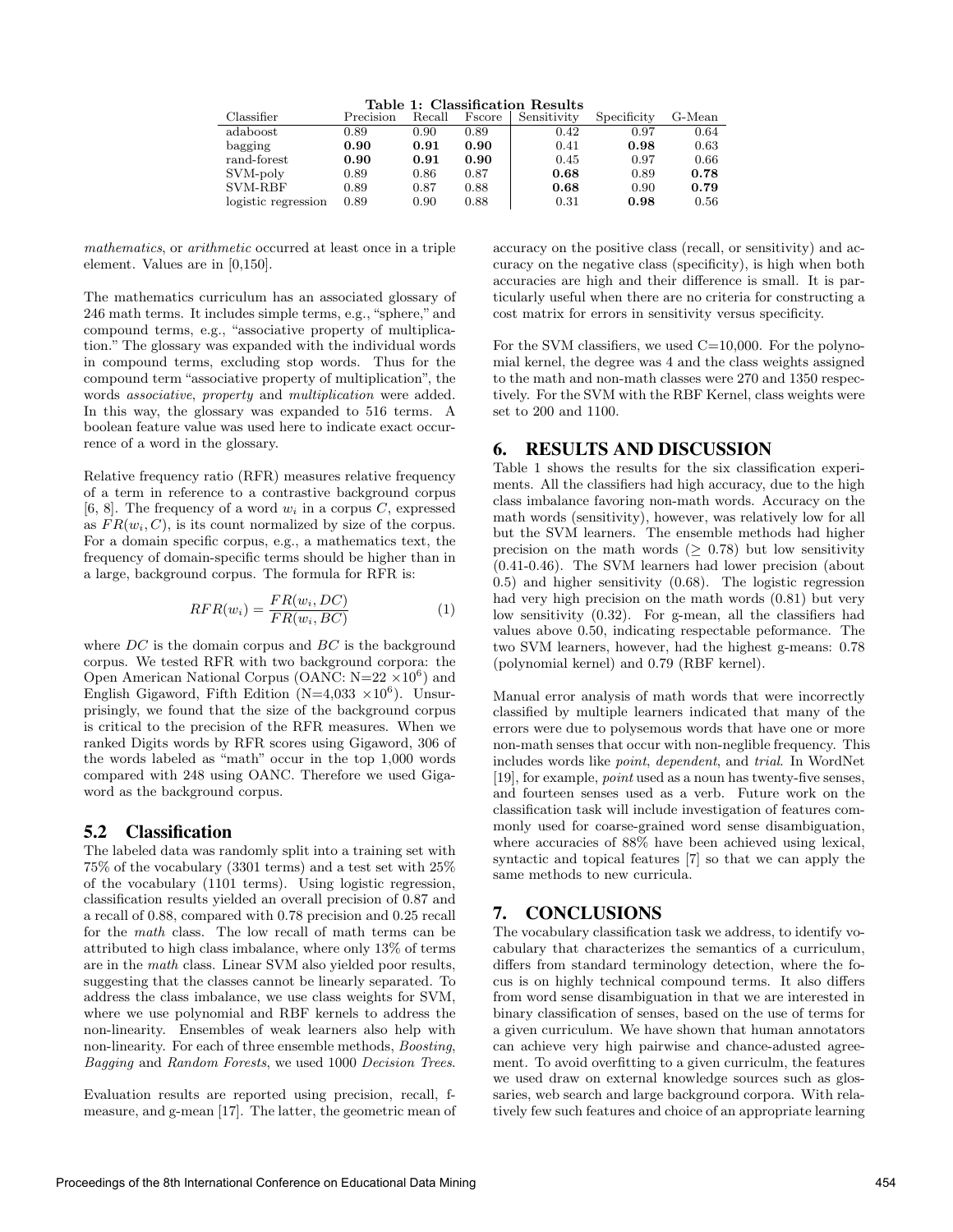**Table 1: Classification Results**

| Classifier | Precision | Recall | Fscore | Sensitivity | Specificity | G-Mean |
|---|---|---|---|---|---|---|
| adaboost | 0.89 | 0.90 | 0.89 | 0.42 | 0.97 | 0.64 |
| bagging | **0.90** | **0.91** | **0.90** | 0.41 | **0.98** | 0.63 |
| rand-forest | **0.90** | **0.91** | **0.90** | 0.45 | 0.97 | 0.66 |
| SVM-poly | 0.89 | 0.86 | 0.87 | **0.68** | 0.89 | **0.78** |
| SVM-RBF | 0.89 | 0.87 | 0.88 | **0.68** | 0.90 | **0.79** |
| logistic regression | 0.89 | 0.90 | 0.88 | 0.31 | **0.98** | 0.56 |

*mathematics*, or *arithmetic* occurred at least once in a triple element. Values are in [0,150].

The mathematics curriculum has an associated glossary of 246 math terms. It includes simple terms, e.g., "sphere," and compound terms, e.g., "associative property of multiplication." The glossary was expanded with the individual words in compound terms, excluding stop words. Thus for the compound term "associative property of multiplication", the words *associative*, *property* and *multiplication* were added. In this way, the glossary was expanded to 516 terms. A boolean feature value was used here to indicate exact occurrence of a word in the glossary.

Relative frequency ratio (RFR) measures relative frequency of a term in reference to a contrastive background corpus [6, 8]. The frequency of a word $w_i$ in a corpus $C$, expressed as $FR(w_i, C)$, is its count normalized by size of the corpus. For a domain specific corpus, e.g., a mathematics text, the frequency of domain-specific terms should be higher than in a large, background corpus. The formula for RFR is:

$$RFR(w_i) = \frac{FR(w_i, DC)}{FR(w_i, BC)} \tag{1}$$

where $DC$ is the domain corpus and $BC$ is the background corpus. We tested RFR with two background corpora: the Open American National Corpus (OANC: N=22 $\times 10^6$) and English Gigaword, Fifth Edition (N=4,033 $\times 10^6$). Unsurprisingly, we found that the size of the background corpus is critical to the precision of the RFR measures. When we ranked Digits words by RFR scores using Gigaword, 306 of the words labeled as "math" occur in the top 1,000 words compared with 248 using OANC. Therefore we used Gigaword as the background corpus.

## 5.2 Classification

The labeled data was randomly split into a training set with 75% of the vocabulary (3301 terms) and a test set with 25% of the vocabulary (1101 terms). Using logistic regression, classification results yielded an overall precision of 0.87 and a recall of 0.88, compared with 0.78 precision and 0.25 recall for the *math* class. The low recall of math terms can be attributed to high class imbalance, where only 13% of terms are in the *math* class. Linear SVM also yielded poor results, suggesting that the classes cannot be linearly separated. To address the class imbalance, we use class weights for SVM, where we use polynomial and RBF kernels to address the non-linearity. Ensembles of weak learners also help with non-linearity. For each of three ensemble methods, *Boosting*, *Bagging* and *Random Forests*, we used 1000 *Decision Trees*.

Evaluation results are reported using precision, recall, f-measure, and g-mean [17]. The latter, the geometric mean of accuracy on the positive class (recall, or sensitivity) and accuracy on the negative class (specificity), is high when both accuracies are high and their difference is small. It is particularly useful when there are no criteria for constructing a cost matrix for errors in sensitivity versus specificity.

For the SVM classifiers, we used C=10,000. For the polynomial kernel, the degree was 4 and the class weights assigned to the math and non-math classes were 270 and 1350 respectively. For the SVM with the RBF Kernel, class weights were set to 200 and 1100.

# 6. RESULTS AND DISCUSSION

Table 1 shows the results for the six classification experiments. All the classifiers had high accuracy, due to the high class imbalance favoring non-math words. Accuracy on the math words (sensitivity), however, was relatively low for all but the SVM learners. The ensemble methods had higher precision on the math words ($\geq$ 0.78) but low sensitivity (0.41-0.46). The SVM learners had lower precision (about 0.5) and higher sensitivity (0.68). The logistic regression had very high precision on the math words (0.81) but very low sensitivity (0.32). For g-mean, all the classifiers had values above 0.50, indicating respectable peformance. The two SVM learners, however, had the highest g-means: 0.78 (polynomial kernel) and 0.79 (RBF kernel).

Manual error analysis of math words that were incorrectly classified by multiple learners indicated that many of the errors were due to polysemous words that have one or more non-math senses that occur with non-neglible frequency. This includes words like *point*, *dependent*, and *trial*. In WordNet [19], for example, *point* used as a noun has twenty-five senses, and fourteen senses used as a verb. Future work on the classification task will include investigation of features commonly used for coarse-grained word sense disambiguation, where accuracies of 88% have been achieved using lexical, syntactic and topical features [7] so that we can apply the same methods to new curricula.

# 7. CONCLUSIONS

The vocabulary classification task we address, to identify vocabulary that characterizes the semantics of a curriculum, differs from standard terminology detection, where the focus is on highly technical compound terms. It also differs from word sense disambiguation in that we are interested in binary classification of senses, based on the use of terms for a given curriculum. We have shown that human annotators can achieve very high pairwise and chance-adusted agreement. To avoid overfitting to a given curriculum, the features we used draw on external knowledge sources such as glossaries, web search and large background corpora. With relatively few such features and choice of an appropriate learning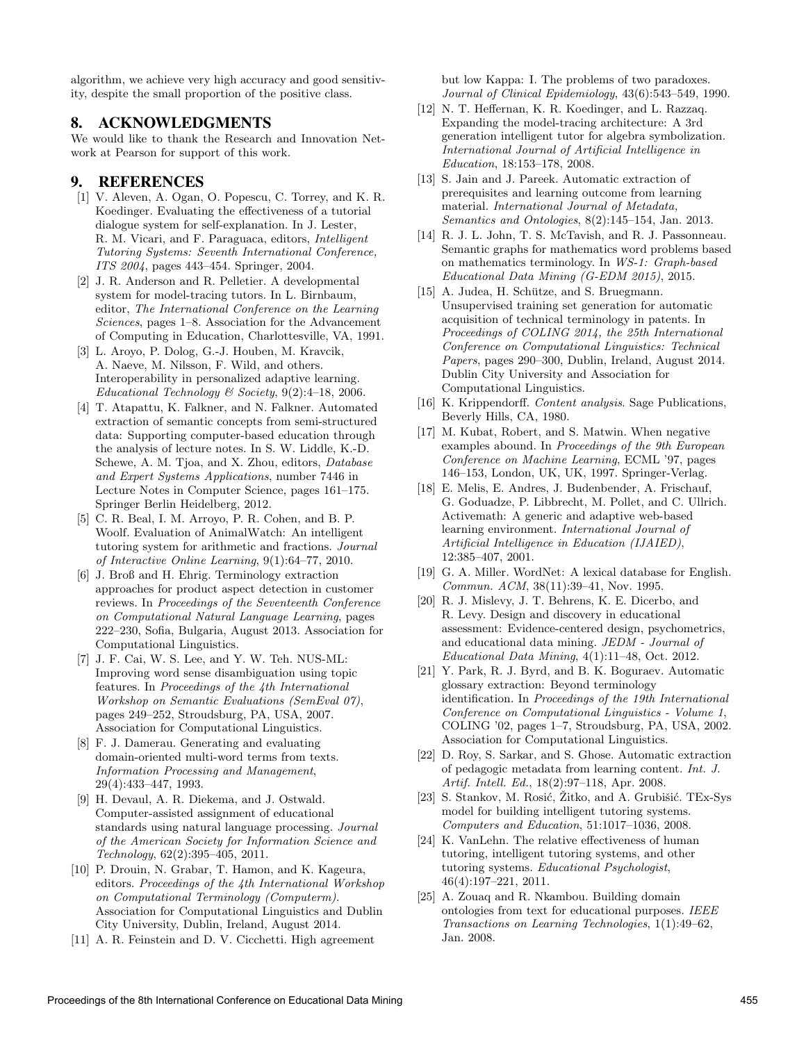algorithm, we achieve very high accuracy and good sensitivity, despite the small proportion of the positive class.

## 8. ACKNOWLEDGMENTS

We would like to thank the Research and Innovation Network at Pearson for support of this work.

## 9. REFERENCES

[1] V. Aleven, A. Ogan, O. Popescu, C. Torrey, and K. R. Koedinger. Evaluating the effectiveness of a tutorial dialogue system for self-explanation. In J. Lester, R. M. Vicari, and F. Paraguaca, editors, *Intelligent Tutoring Systems: Seventh International Conference, ITS 2004*, pages 443–454. Springer, 2004.

[2] J. R. Anderson and R. Pelletier. A developmental system for model-tracing tutors. In L. Birnbaum, editor, *The International Conference on the Learning Sciences*, pages 1–8. Association for the Advancement of Computing in Education, Charlottesville, VA, 1991.

[3] L. Aroyo, P. Dolog, G.-J. Houben, M. Kravcik, A. Naeve, M. Nilsson, F. Wild, and others. Interoperability in personalized adaptive learning. *Educational Technology & Society*, 9(2):4–18, 2006.

[4] T. Atapattu, K. Falkner, and N. Falkner. Automated extraction of semantic concepts from semi-structured data: Supporting computer-based education through the analysis of lecture notes. In S. W. Liddle, K.-D. Schewe, A. M. Tjoa, and X. Zhou, editors, *Database and Expert Systems Applications*, number 7446 in Lecture Notes in Computer Science, pages 161–175. Springer Berlin Heidelberg, 2012.

[5] C. R. Beal, I. M. Arroyo, P. R. Cohen, and B. P. Woolf. Evaluation of AnimalWatch: An intelligent tutoring system for arithmetic and fractions. *Journal of Interactive Online Learning*, 9(1):64–77, 2010.

[6] J. Broß and H. Ehrig. Terminology extraction approaches for product aspect detection in customer reviews. In *Proceedings of the Seventeenth Conference on Computational Natural Language Learning*, pages 222–230, Sofia, Bulgaria, August 2013. Association for Computational Linguistics.

[7] J. F. Cai, W. S. Lee, and Y. W. Teh. NUS-ML: Improving word sense disambiguation using topic features. In *Proceedings of the 4th International Workshop on Semantic Evaluations (SemEval 07)*, pages 249–252, Stroudsburg, PA, USA, 2007. Association for Computational Linguistics.

[8] F. J. Damerau. Generating and evaluating domain-oriented multi-word terms from texts. *Information Processing and Management*, 29(4):433–447, 1993.

[9] H. Devaul, A. R. Diekema, and J. Ostwald. Computer-assisted assignment of educational standards using natural language processing. *Journal of the American Society for Information Science and Technology*, 62(2):395–405, 2011.

[10] P. Drouin, N. Grabar, T. Hamon, and K. Kageura, editors. *Proceedings of the 4th International Workshop on Computational Terminology (Computerm)*. Association for Computational Linguistics and Dublin City University, Dublin, Ireland, August 2014.

[11] A. R. Feinstein and D. V. Cicchetti. High agreement but low Kappa: I. The problems of two paradoxes. *Journal of Clinical Epidemiology*, 43(6):543–549, 1990.

[12] N. T. Heffernan, K. R. Koedinger, and L. Razzaq. Expanding the model-tracing architecture: A 3rd generation intelligent tutor for algebra symbolization. *International Journal of Artificial Intelligence in Education*, 18:153–178, 2008.

[13] S. Jain and J. Pareek. Automatic extraction of prerequisites and learning outcome from learning material. *International Journal of Metadata, Semantics and Ontologies*, 8(2):145–154, Jan. 2013.

[14] R. J. L. John, T. S. McTavish, and R. J. Passonneau. Semantic graphs for mathematics word problems based on mathematics terminology. In *WS-1: Graph-based Educational Data Mining (G-EDM 2015)*, 2015.

[15] A. Judea, H. Schütze, and S. Bruegmann. Unsupervised training set generation for automatic acquisition of technical terminology in patents. In *Proceedings of COLING 2014, the 25th International Conference on Computational Linguistics: Technical Papers*, pages 290–300, Dublin, Ireland, August 2014. Dublin City University and Association for Computational Linguistics.

[16] K. Krippendorff. *Content analysis*. Sage Publications, Beverly Hills, CA, 1980.

[17] M. Kubat, Robert, and S. Matwin. When negative examples abound. In *Proceedings of the 9th European Conference on Machine Learning*, ECML '97, pages 146–153, London, UK, UK, 1997. Springer-Verlag.

[18] E. Melis, E. Andres, J. Budenbender, A. Frischauf, G. Goduadze, P. Libbrecht, M. Pollet, and C. Ullrich. Activemath: A generic and adaptive web-based learning environment. *International Journal of Artificial Intelligence in Education (IJAIED)*, 12:385–407, 2001.

[19] G. A. Miller. WordNet: A lexical database for English. *Commun. ACM*, 38(11):39–41, Nov. 1995.

[20] R. J. Mislevy, J. T. Behrens, K. E. Dicerbo, and R. Levy. Design and discovery in educational assessment: Evidence-centered design, psychometrics, and educational data mining. *JEDM - Journal of Educational Data Mining*, 4(1):11–48, Oct. 2012.

[21] Y. Park, R. J. Byrd, and B. K. Boguraev. Automatic glossary extraction: Beyond terminology identification. In *Proceedings of the 19th International Conference on Computational Linguistics - Volume 1*, COLING '02, pages 1–7, Stroudsburg, PA, USA, 2002. Association for Computational Linguistics.

[22] D. Roy, S. Sarkar, and S. Ghose. Automatic extraction of pedagogic metadata from learning content. *Int. J. Artif. Intell. Ed.*, 18(2):97–118, Apr. 2008.

[23] S. Stankov, M. Rosić, Žitko, and A. Grubišić. TEx-Sys model for building intelligent tutoring systems. *Computers and Education*, 51:1017–1036, 2008.

[24] K. VanLehn. The relative effectiveness of human tutoring, intelligent tutoring systems, and other tutoring systems. *Educational Psychologist*, 46(4):197–221, 2011.

[25] A. Zouaq and R. Nkambou. Building domain ontologies from text for educational purposes. *IEEE Transactions on Learning Technologies*, 1(1):49–62, Jan. 2008.